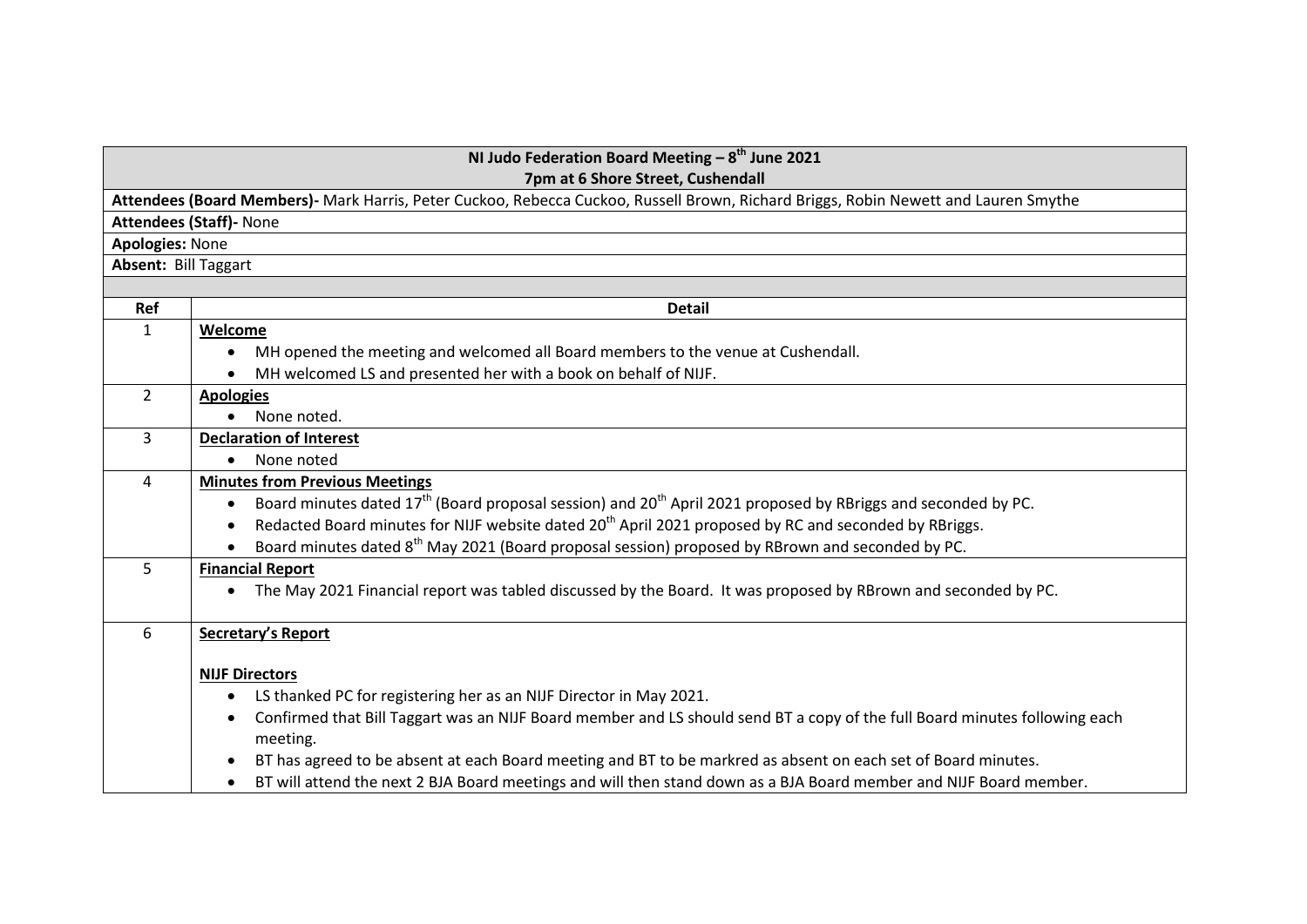| NI Judo Federation Board Meeting – 8th June 2021<br>7pm at 6 Shore Street, Cushendall | |
|---|---|
| **Attendees (Board Members)-** Mark Harris, Peter Cuckoo, Rebecca Cuckoo, Russell Brown, Richard Briggs, Robin Newett and Lauren Smythe | |
| **Attendees (Staff)-** None | |
| **Apologies:** None | |
| **Absent:** Bill Taggart | |
| | |
| **Ref** | **Detail** |
| 1 | **Welcome**<br>• MH opened the meeting and welcomed all Board members to the venue at Cushendall.<br>• MH welcomed LS and presented her with a book on behalf of NIJF. |
| 2 | **Apologies**<br>• None noted. |
| 3 | **Declaration of Interest**<br>• None noted |
| 4 | **Minutes from Previous Meetings**<br>• Board minutes dated 17th (Board proposal session) and 20th April 2021 proposed by RBriggs and seconded by PC.<br>• Redacted Board minutes for NIJF website dated 20th April 2021 proposed by RC and seconded by RBriggs.<br>• Board minutes dated 8th May 2021 (Board proposal session) proposed by RBrown and seconded by PC. |
| 5 | **Financial Report**<br>• The May 2021 Financial report was tabled discussed by the Board. It was proposed by RBrown and seconded by PC. |
| 6 | **Secretary's Report**<br><br>**NIJF Directors**<br>• LS thanked PC for registering her as an NIJF Director in May 2021.<br>• Confirmed that Bill Taggart was an NIJF Board member and LS should send BT a copy of the full Board minutes following each meeting.<br>• BT has agreed to be absent at each Board meeting and BT to be markred as absent on each set of Board minutes.<br>• BT will attend the next 2 BJA Board meetings and will then stand down as a BJA Board member and NIJF Board member. |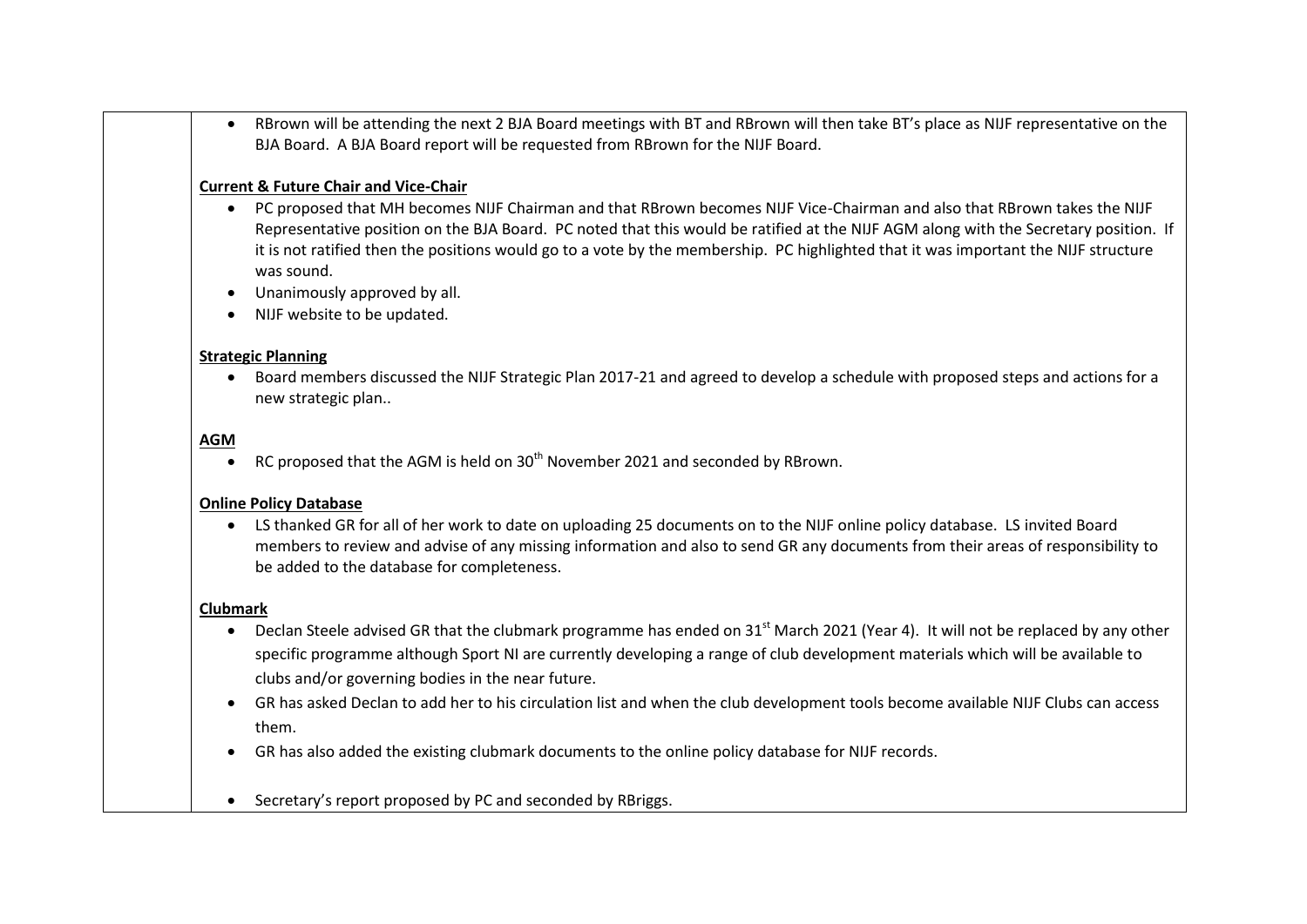- RBrown will be attending the next 2 BJA Board meetings with BT and RBrown will then take BT's place as NIJF representative on the BJA Board. A BJA Board report will be requested from RBrown for the NIJF Board.

**Current & Future Chair and Vice-Chair**

- PC proposed that MH becomes NIJF Chairman and that RBrown becomes NIJF Vice-Chairman and also that RBrown takes the NIJF Representative position on the BJA Board. PC noted that this would be ratified at the NIJF AGM along with the Secretary position. If it is not ratified then the positions would go to a vote by the membership. PC highlighted that it was important the NIJF structure was sound.
- Unanimously approved by all.
- NIJF website to be updated.

**Strategic Planning**

- Board members discussed the NIJF Strategic Plan 2017-21 and agreed to develop a schedule with proposed steps and actions for a new strategic plan..

**AGM**

- RC proposed that the AGM is held on 30th November 2021 and seconded by RBrown.

**Online Policy Database**

- LS thanked GR for all of her work to date on uploading 25 documents on to the NIJF online policy database. LS invited Board members to review and advise of any missing information and also to send GR any documents from their areas of responsibility to be added to the database for completeness.

**Clubmark**

- Declan Steele advised GR that the clubmark programme has ended on 31st March 2021 (Year 4). It will not be replaced by any other specific programme although Sport NI are currently developing a range of club development materials which will be available to clubs and/or governing bodies in the near future.
- GR has asked Declan to add her to his circulation list and when the club development tools become available NIJF Clubs can access them.
- GR has also added the existing clubmark documents to the online policy database for NIJF records.

- Secretary's report proposed by PC and seconded by RBriggs.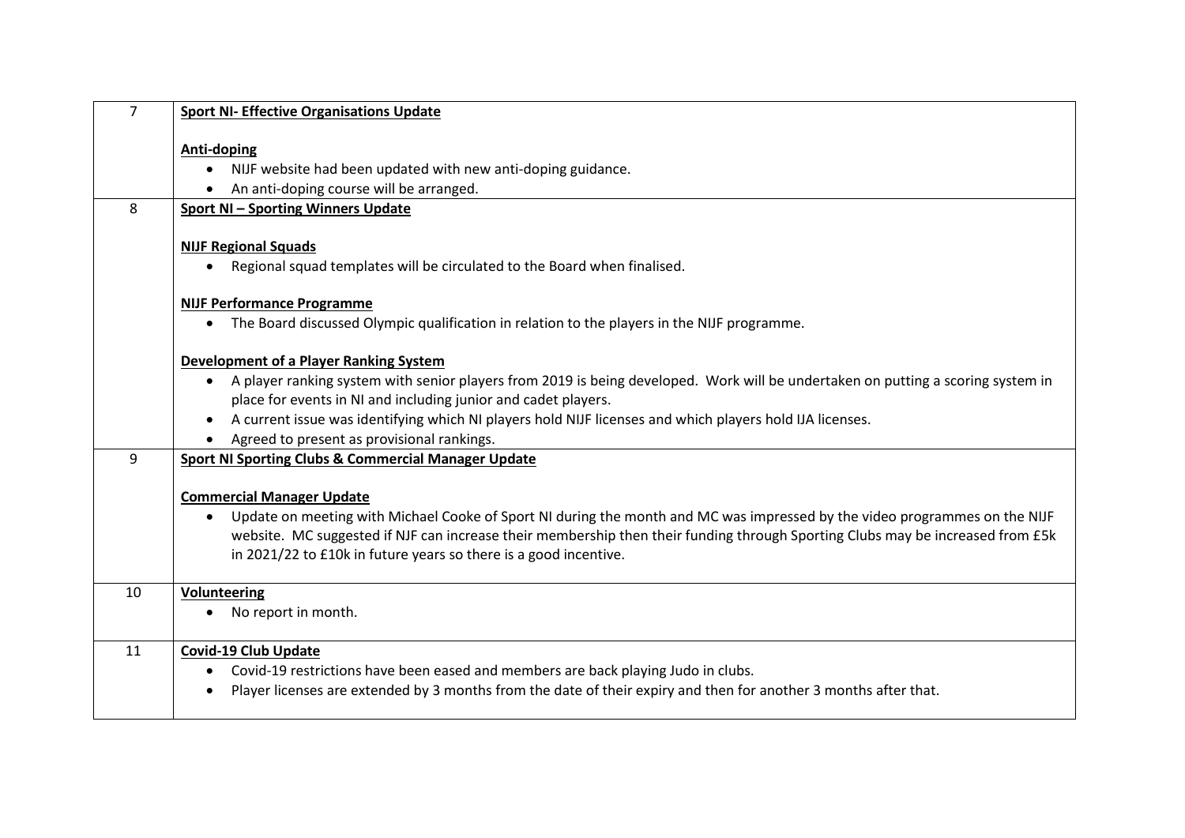| | |
|---|---|
| 7 | **Sport NI- Effective Organisations Update**<br><br>**Anti-doping**<br>• NIJF website had been updated with new anti-doping guidance.<br>• An anti-doping course will be arranged. |
| 8 | **Sport NI – Sporting Winners Update**<br><br>**NIJF Regional Squads**<br>• Regional squad templates will be circulated to the Board when finalised.<br><br>**NIJF Performance Programme**<br>• The Board discussed Olympic qualification in relation to the players in the NIJF programme.<br><br>**Development of a Player Ranking System**<br>• A player ranking system with senior players from 2019 is being developed. Work will be undertaken on putting a scoring system in place for events in NI and including junior and cadet players.<br>• A current issue was identifying which NI players hold NIJF licenses and which players hold IJA licenses.<br>• Agreed to present as provisional rankings. |
| 9 | **Sport NI Sporting Clubs & Commercial Manager Update**<br><br>**Commercial Manager Update**<br>• Update on meeting with Michael Cooke of Sport NI during the month and MC was impressed by the video programmes on the NIJF website. MC suggested if NJF can increase their membership then their funding through Sporting Clubs may be increased from £5k in 2021/22 to £10k in future years so there is a good incentive. |
| 10 | **Volunteering**<br>• No report in month. |
| 11 | **Covid-19 Club Update**<br>• Covid-19 restrictions have been eased and members are back playing Judo in clubs.<br>• Player licenses are extended by 3 months from the date of their expiry and then for another 3 months after that. |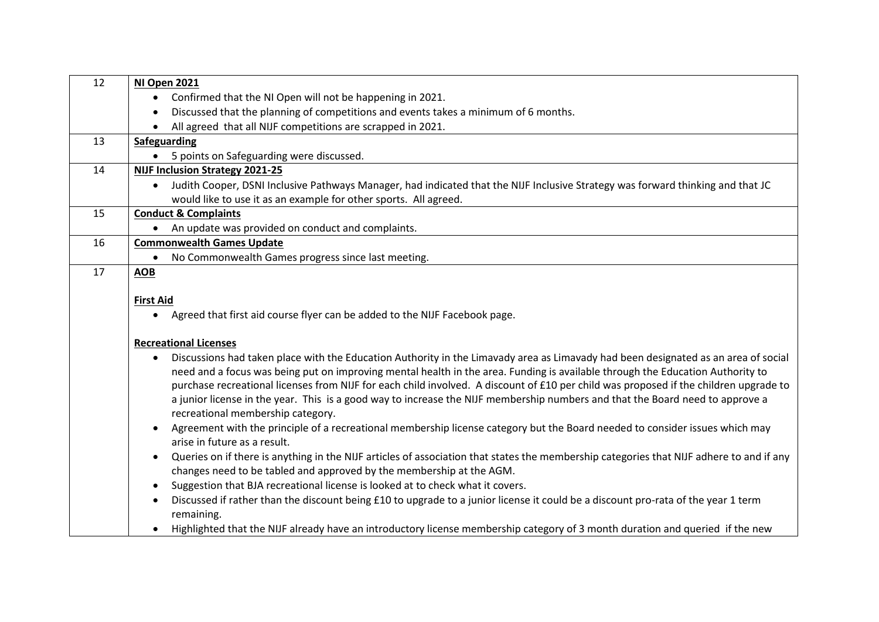| | |
|---|---|
| 12 | **NI Open 2021**<br>• Confirmed that the NI Open will not be happening in 2021.<br>• Discussed that the planning of competitions and events takes a minimum of 6 months.<br>• All agreed that all NIJF competitions are scrapped in 2021. |
| 13 | **Safeguarding**<br>• 5 points on Safeguarding were discussed. |
| 14 | **NIJF Inclusion Strategy 2021-25**<br>• Judith Cooper, DSNI Inclusive Pathways Manager, had indicated that the NIJF Inclusive Strategy was forward thinking and that JC would like to use it as an example for other sports. All agreed. |
| 15 | **Conduct & Complaints**<br>• An update was provided on conduct and complaints. |
| 16 | **Commonwealth Games Update**<br>• No Commonwealth Games progress since last meeting. |
| 17 | **AOB**<br><br>**First Aid**<br>• Agreed that first aid course flyer can be added to the NIJF Facebook page.<br><br>**Recreational Licenses**<br>• Discussions had taken place with the Education Authority in the Limavady area as Limavady had been designated as an area of social need and a focus was being put on improving mental health in the area. Funding is available through the Education Authority to purchase recreational licenses from NIJF for each child involved. A discount of £10 per child was proposed if the children upgrade to a junior license in the year. This is a good way to increase the NIJF membership numbers and that the Board need to approve a recreational membership category.<br>• Agreement with the principle of a recreational membership license category but the Board needed to consider issues which may arise in future as a result.<br>• Queries on if there is anything in the NIJF articles of association that states the membership categories that NIJF adhere to and if any changes need to be tabled and approved by the membership at the AGM.<br>• Suggestion that BJA recreational license is looked at to check what it covers.<br>• Discussed if rather than the discount being £10 to upgrade to a junior license it could be a discount pro-rata of the year 1 term remaining.<br>• Highlighted that the NIJF already have an introductory license membership category of 3 month duration and queried if the new |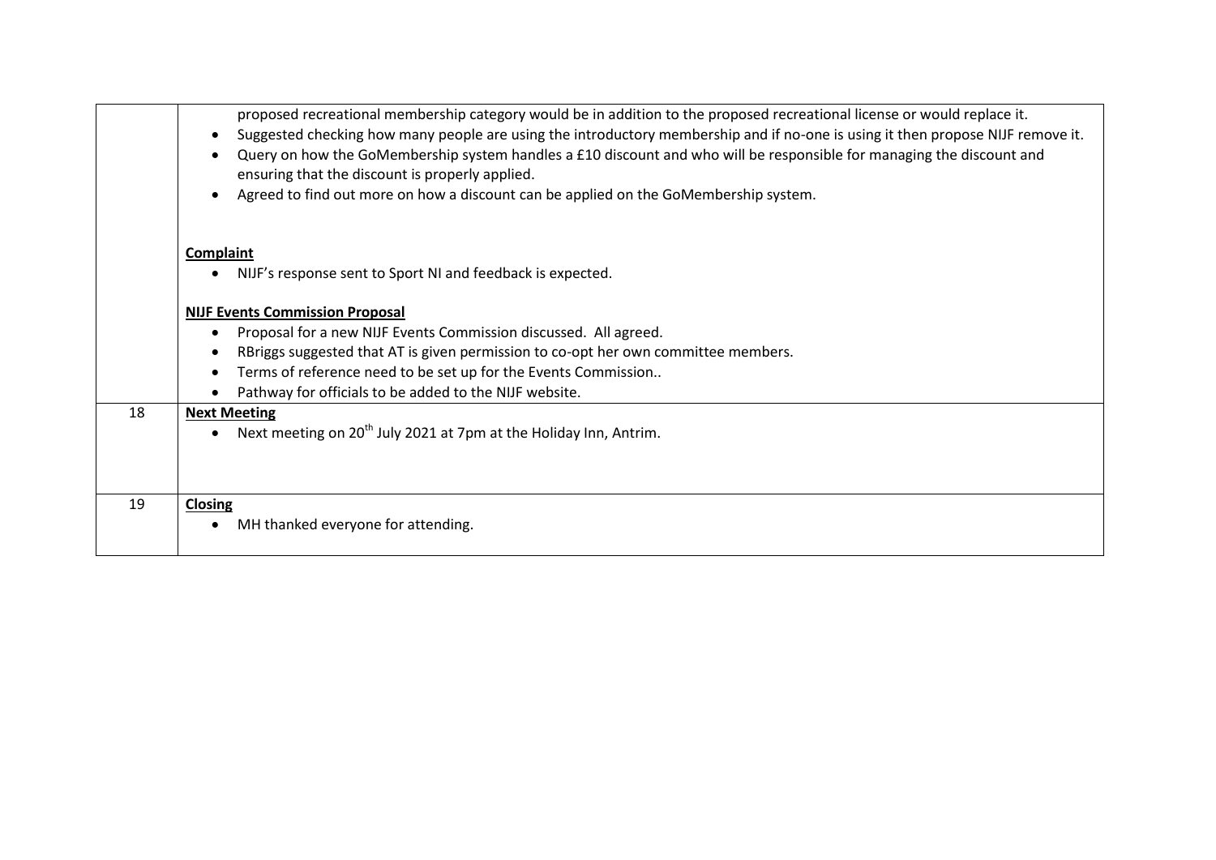| | |
|---|---|
| | proposed recreational membership category would be in addition to the proposed recreational license or would replace it.<br>• Suggested checking how many people are using the introductory membership and if no-one is using it then propose NIJF remove it.<br>• Query on how the GoMembership system handles a £10 discount and who will be responsible for managing the discount and ensuring that the discount is properly applied.<br>• Agreed to find out more on how a discount can be applied on the GoMembership system.<br><br>**Complaint**<br>• NIJF's response sent to Sport NI and feedback is expected.<br><br>**NIJF Events Commission Proposal**<br>• Proposal for a new NIJF Events Commission discussed. All agreed.<br>• RBriggs suggested that AT is given permission to co-opt her own committee members.<br>• Terms of reference need to be set up for the Events Commission..<br>• Pathway for officials to be added to the NIJF website. |
| 18 | **Next Meeting**<br>• Next meeting on 20th July 2021 at 7pm at the Holiday Inn, Antrim. |
| 19 | **Closing**<br>• MH thanked everyone for attending. |